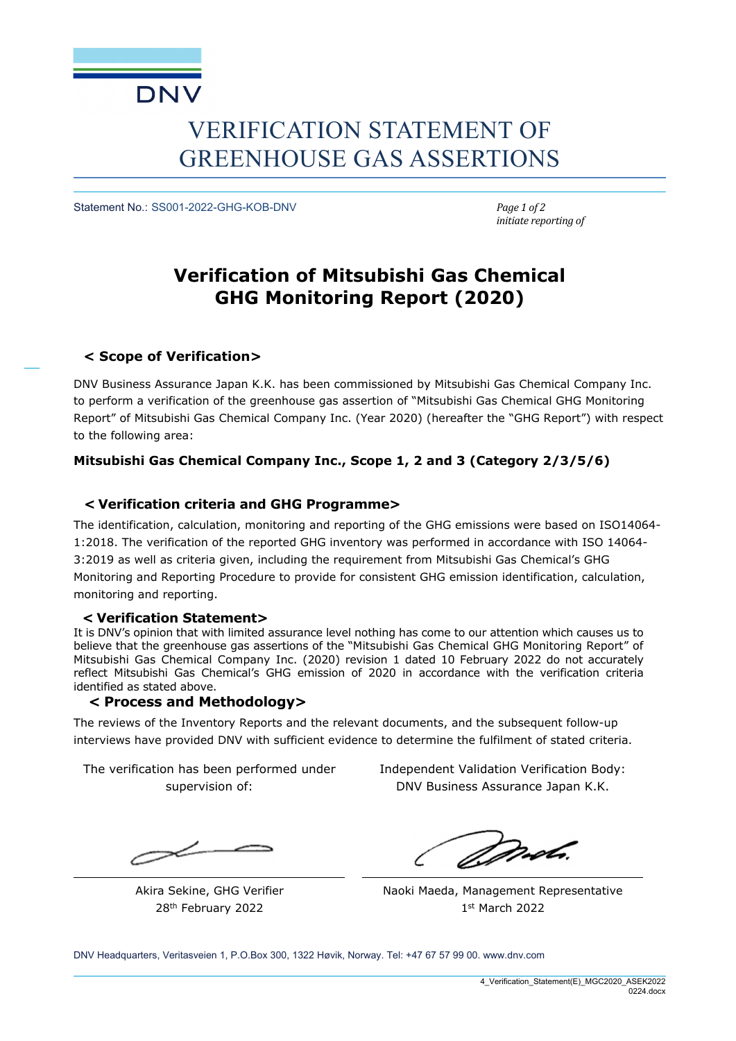# VERIFICATION STATEMENT OF GREENHOUSE GAS ASSERTIONS

Statement No.: SS001-2022-GHG-KOB-DNV

*initiate reporting of*

## Verification of Mitsubishi Gas Chemical GHG Monitoring Report (2020)

### < Scope of Verification>

DNV Business Assurance Japan K.K. has been commissioned by Mitsubishi Gas Chemical Company Inc. to perform a verification of the greenhouse gas assertion of "Mitsubishi Gas Chemical GHG Monitoring Report" of Mitsubishi Gas Chemical Company Inc. (Year 2020) (hereafter the "GHG Report") with respect to the following area:

**Mitsubishi Gas Chemical Company Inc., Scope 1, 2 and 3 (Category 2/3/5/6)**

### < Verification criteria and GHG Programme>

The identification, calculation, monitoring and reporting of the GHG emissions were based on ISO14064-1:2018. The verification of the reported GHG inventory was performed in accordance with ISO 14064-3:2019 as well as criteria given, including the requirement from Mitsubishi Gas Chemical's GHG Monitoring and Reporting Procedure to provide for consistent GHG emission identification, calculation, monitoring and reporting.

### < Verification Statement>

It is DNV's opinion that with limited assurance level nothing has come to our attention which causes us to believe that the greenhouse gas assertions of the "Mitsubishi Gas Chemical GHG Monitoring Report" of Mitsubishi Gas Chemical Company Inc. (2020) revision 1 dated 10 February 2022 do not accurately reflect Mitsubishi Gas Chemical's GHG emission of 2020 in accordance with the verification criteria identified as stated above.

### < Process and Methodology>

The reviews of the Inventory Reports and the relevant documents, and the subsequent follow-up interviews have provided DNV with sufficient evidence to determine the fulfilment of stated criteria.

The verification has been performed under supervision of:

Akira Sekine, GHG Verifier
28th February 2022

Independent Validation Verification Body:
DNV Business Assurance Japan K.K.

Naoki Maeda, Management Representative
1st March 2022

DNV Headquarters, Veritasveien 1, P.O.Box 300, 1322 Høvik, Norway. Tel: +47 67 57 99 00. www.dnv.com

4_Verification_Statement(E)_MGC2020_ASEK2022 0224.docx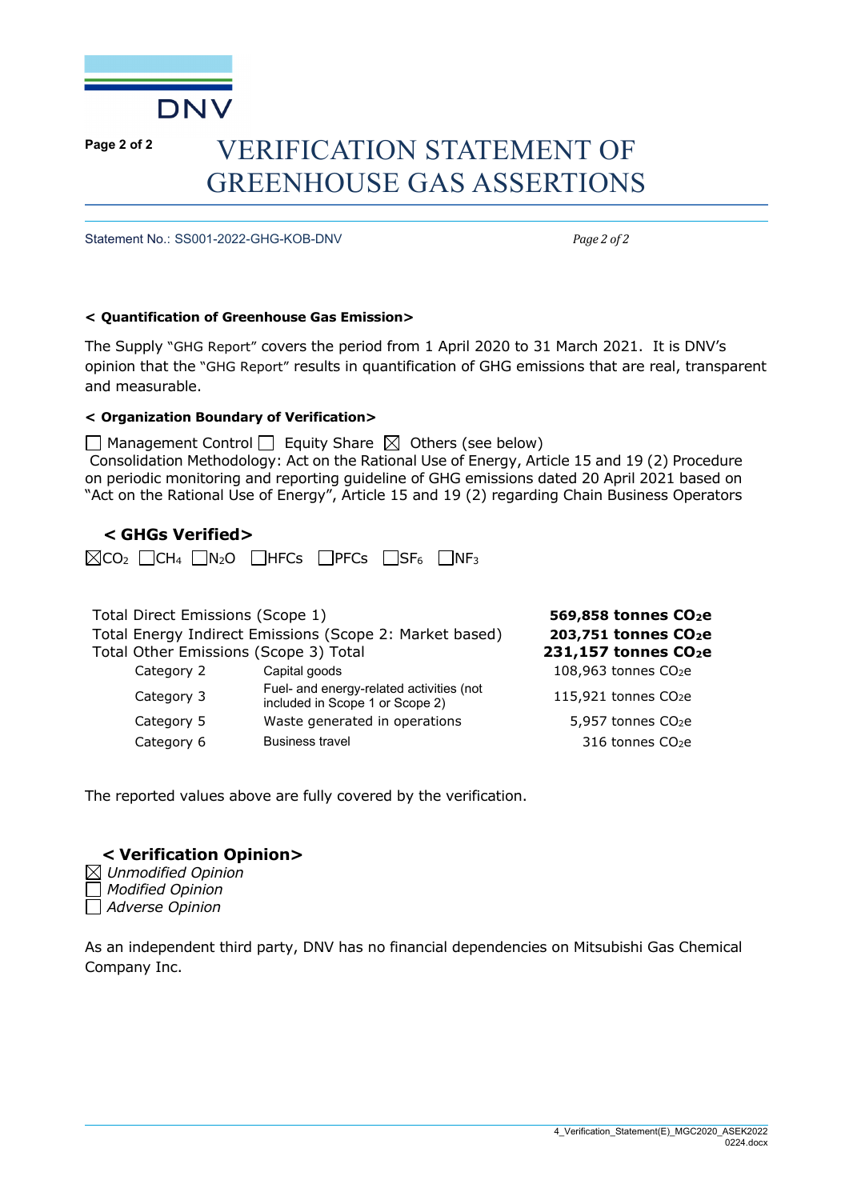# VERIFICATION STATEMENT OF GREENHOUSE GAS ASSERTIONS

Statement No.: SS001-2022-GHG-KOB-DNV

**< Quantification of Greenhouse Gas Emission>**

The Supply "GHG Report" covers the period from 1 April 2020 to 31 March 2021. It is DNV's opinion that the "GHG Report" results in quantification of GHG emissions that are real, transparent and measurable.

**< Organization Boundary of Verification>**

☐ Management Control ☐ Equity Share ☒ Others (see below)
Consolidation Methodology: Act on the Rational Use of Energy, Article 15 and 19 (2) Procedure on periodic monitoring and reporting guideline of GHG emissions dated 20 April 2021 based on "Act on the Rational Use of Energy", Article 15 and 19 (2) regarding Chain Business Operators

**< GHGs Verified>**

☒ $CO_2$ ☐ $CH_4$ ☐ $N_2O$ ☐ HFCs ☐ PFCs ☐ $SF_6$ ☐ $NF_3$

| | | |
|---|---|---|
| Total Direct Emissions (Scope 1) | | **569,858 tonnes $CO_2e$** |
| Total Energy Indirect Emissions (Scope 2: Market based) | | **203,751 tonnes $CO_2e$** |
| Total Other Emissions (Scope 3) Total | | **231,157 tonnes $CO_2e$** |
| Category 2 | Capital goods | 108,963 tonnes $CO_2e$ |
| Category 3 | Fuel- and energy-related activities (not included in Scope 1 or Scope 2) | 115,921 tonnes $CO_2e$ |
| Category 5 | Waste generated in operations | 5,957 tonnes $CO_2e$ |
| Category 6 | Business travel | 316 tonnes $CO_2e$ |

The reported values above are fully covered by the verification.

**< Verification Opinion>**

☒ *Unmodified Opinion*
☐ *Modified Opinion*
☐ *Adverse Opinion*

As an independent third party, DNV has no financial dependencies on Mitsubishi Gas Chemical Company Inc.

4_Verification_Statement(E)_MGC2020_ASEK2022 0224.docx